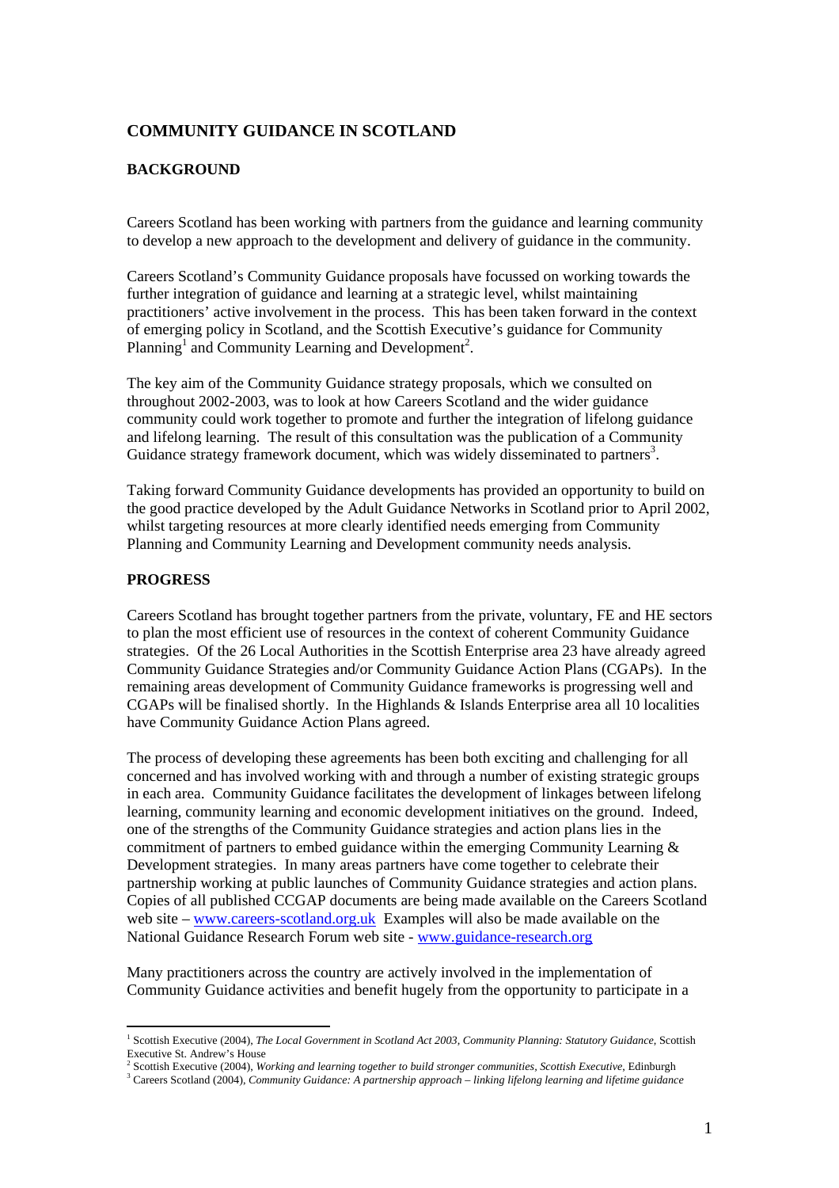# COMMUNITY GUIDANCE IN SCOTLAND

## BACKGROUND

Careers Scotland has been working with partners from the guidance and learning community to develop a new approach to the development and delivery of guidance in the community.

Careers Scotland's Community Guidance proposals have focussed on working towards the further integration of guidance and learning at a strategic level, whilst maintaining practitioners' active involvement in the process. This has been taken forward in the context of emerging policy in Scotland, and the Scottish Executive's guidance for Community Planning[1] and Community Learning and Development[2].

The key aim of the Community Guidance strategy proposals, which we consulted on throughout 2002-2003, was to look at how Careers Scotland and the wider guidance community could work together to promote and further the integration of lifelong guidance and lifelong learning. The result of this consultation was the publication of a Community Guidance strategy framework document, which was widely disseminated to partners[3].

Taking forward Community Guidance developments has provided an opportunity to build on the good practice developed by the Adult Guidance Networks in Scotland prior to April 2002, whilst targeting resources at more clearly identified needs emerging from Community Planning and Community Learning and Development community needs analysis.

## PROGRESS

Careers Scotland has brought together partners from the private, voluntary, FE and HE sectors to plan the most efficient use of resources in the context of coherent Community Guidance strategies. Of the 26 Local Authorities in the Scottish Enterprise area 23 have already agreed Community Guidance Strategies and/or Community Guidance Action Plans (CGAPs). In the remaining areas development of Community Guidance frameworks is progressing well and CGAPs will be finalised shortly. In the Highlands & Islands Enterprise area all 10 localities have Community Guidance Action Plans agreed.

The process of developing these agreements has been both exciting and challenging for all concerned and has involved working with and through a number of existing strategic groups in each area. Community Guidance facilitates the development of linkages between lifelong learning, community learning and economic development initiatives on the ground. Indeed, one of the strengths of the Community Guidance strategies and action plans lies in the commitment of partners to embed guidance within the emerging Community Learning & Development strategies. In many areas partners have come together to celebrate their partnership working at public launches of Community Guidance strategies and action plans. Copies of all published CCGAP documents are being made available on the Careers Scotland web site – [www.careers-scotland.org.uk](http://www.careers-scotland.org.uk) Examples will also be made available on the National Guidance Research Forum web site - [www.guidance-research.org](http://www.guidance-research.org)

Many practitioners across the country are actively involved in the implementation of Community Guidance activities and benefit hugely from the opportunity to participate in a

---

[1] Scottish Executive (2004), *The Local Government in Scotland Act 2003, Community Planning: Statutory Guidance*, Scottish Executive St. Andrew's House

[2] Scottish Executive (2004), *Working and learning together to build stronger communities, Scottish Executive*, Edinburgh

[3] Careers Scotland (2004), *Community Guidance: A partnership approach – linking lifelong learning and lifetime guidance*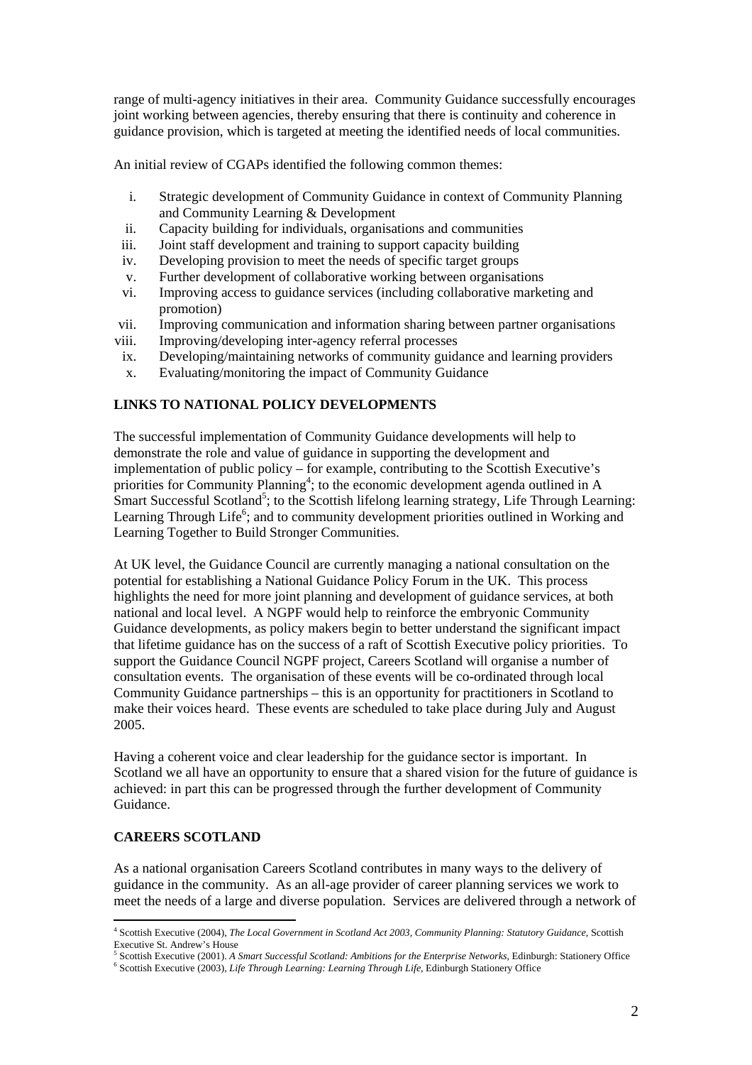range of multi-agency initiatives in their area. Community Guidance successfully encourages joint working between agencies, thereby ensuring that there is continuity and coherence in guidance provision, which is targeted at meeting the identified needs of local communities.

An initial review of CGAPs identified the following common themes:

i. Strategic development of Community Guidance in context of Community Planning and Community Learning & Development
ii. Capacity building for individuals, organisations and communities
iii. Joint staff development and training to support capacity building
iv. Developing provision to meet the needs of specific target groups
v. Further development of collaborative working between organisations
vi. Improving access to guidance services (including collaborative marketing and promotion)
vii. Improving communication and information sharing between partner organisations
viii. Improving/developing inter-agency referral processes
ix. Developing/maintaining networks of community guidance and learning providers
x. Evaluating/monitoring the impact of Community Guidance

**LINKS TO NATIONAL POLICY DEVELOPMENTS**

The successful implementation of Community Guidance developments will help to demonstrate the role and value of guidance in supporting the development and implementation of public policy – for example, contributing to the Scottish Executive's priorities for Community Planning[4]; to the economic development agenda outlined in A Smart Successful Scotland[5]; to the Scottish lifelong learning strategy, Life Through Learning: Learning Through Life[6]; and to community development priorities outlined in Working and Learning Together to Build Stronger Communities.

At UK level, the Guidance Council are currently managing a national consultation on the potential for establishing a National Guidance Policy Forum in the UK. This process highlights the need for more joint planning and development of guidance services, at both national and local level. A NGPF would help to reinforce the embryonic Community Guidance developments, as policy makers begin to better understand the significant impact that lifetime guidance has on the success of a raft of Scottish Executive policy priorities. To support the Guidance Council NGPF project, Careers Scotland will organise a number of consultation events. The organisation of these events will be co-ordinated through local Community Guidance partnerships – this is an opportunity for practitioners in Scotland to make their voices heard. These events are scheduled to take place during July and August 2005.

Having a coherent voice and clear leadership for the guidance sector is important. In Scotland we all have an opportunity to ensure that a shared vision for the future of guidance is achieved: in part this can be progressed through the further development of Community Guidance.

**CAREERS SCOTLAND**

As a national organisation Careers Scotland contributes in many ways to the delivery of guidance in the community. As an all-age provider of career planning services we work to meet the needs of a large and diverse population. Services are delivered through a network of

[4] Scottish Executive (2004), *The Local Government in Scotland Act 2003, Community Planning: Statutory Guidance*, Scottish Executive St. Andrew's House

[5] Scottish Executive (2001). *A Smart Successful Scotland: Ambitions for the Enterprise Networks*, Edinburgh: Stationery Office

[6] Scottish Executive (2003), *Life Through Learning: Learning Through Life*, Edinburgh Stationery Office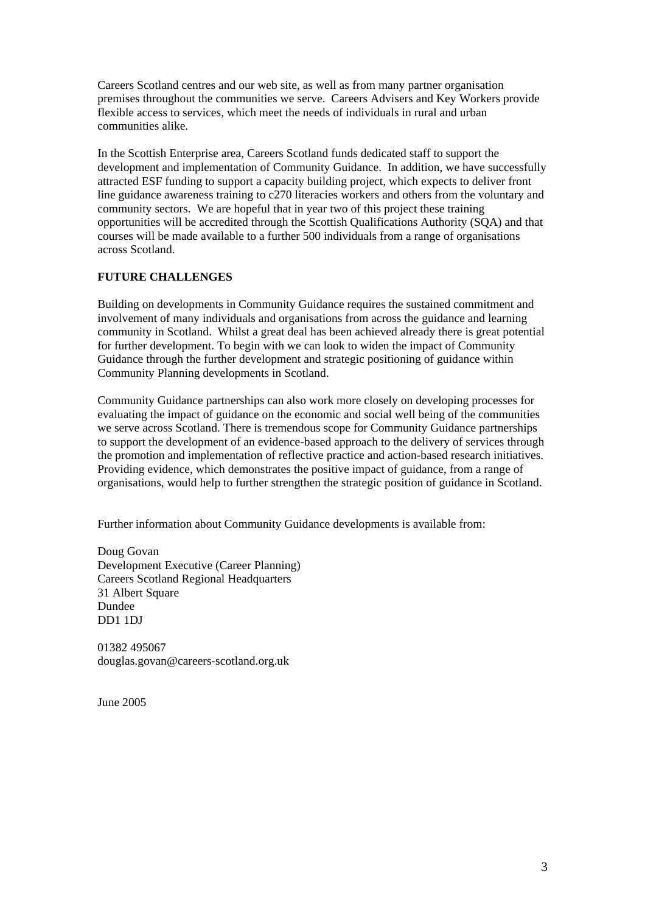Careers Scotland centres and our web site, as well as from many partner organisation premises throughout the communities we serve. Careers Advisers and Key Workers provide flexible access to services, which meet the needs of individuals in rural and urban communities alike.

In the Scottish Enterprise area, Careers Scotland funds dedicated staff to support the development and implementation of Community Guidance. In addition, we have successfully attracted ESF funding to support a capacity building project, which expects to deliver front line guidance awareness training to c270 literacies workers and others from the voluntary and community sectors. We are hopeful that in year two of this project these training opportunities will be accredited through the Scottish Qualifications Authority (SQA) and that courses will be made available to a further 500 individuals from a range of organisations across Scotland.

**FUTURE CHALLENGES**

Building on developments in Community Guidance requires the sustained commitment and involvement of many individuals and organisations from across the guidance and learning community in Scotland. Whilst a great deal has been achieved already there is great potential for further development. To begin with we can look to widen the impact of Community Guidance through the further development and strategic positioning of guidance within Community Planning developments in Scotland.

Community Guidance partnerships can also work more closely on developing processes for evaluating the impact of guidance on the economic and social well being of the communities we serve across Scotland. There is tremendous scope for Community Guidance partnerships to support the development of an evidence-based approach to the delivery of services through the promotion and implementation of reflective practice and action-based research initiatives. Providing evidence, which demonstrates the positive impact of guidance, from a range of organisations, would help to further strengthen the strategic position of guidance in Scotland.

Further information about Community Guidance developments is available from:

Doug Govan
Development Executive (Career Planning)
Careers Scotland Regional Headquarters
31 Albert Square
Dundee
DD1 1DJ

01382 495067
douglas.govan@careers-scotland.org.uk

June 2005